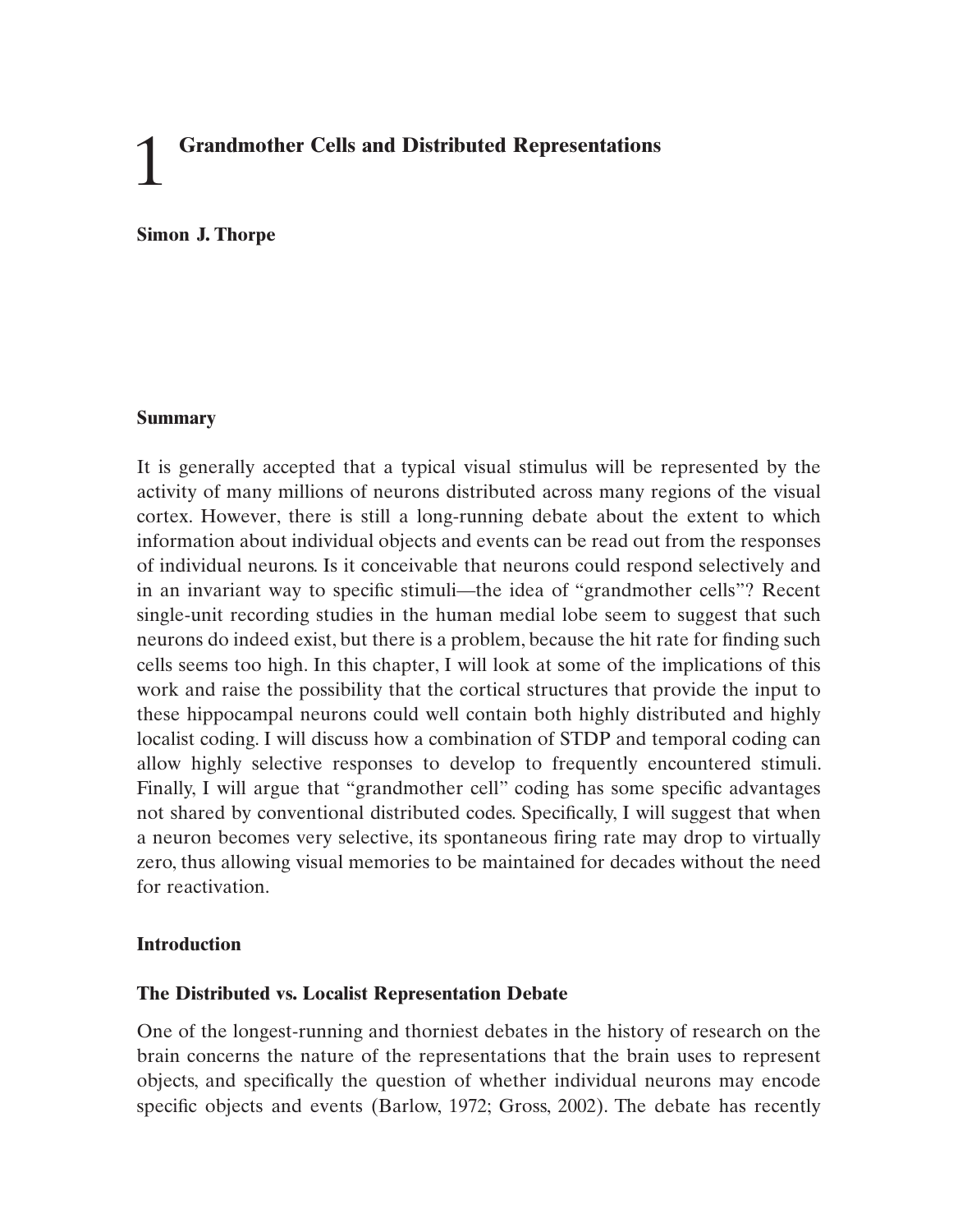# 1 Grandmother Cells and Distributed Representations

**Simon J. Thorpe**

## Summary

It is generally accepted that a typical visual stimulus will be represented by the activity of many millions of neurons distributed across many regions of the visual cortex. However, there is still a long-running debate about the extent to which information about individual objects and events can be read out from the responses of individual neurons. Is it conceivable that neurons could respond selectively and in an invariant way to specific stimuli—the idea of "grandmother cells"? Recent single-unit recording studies in the human medial lobe seem to suggest that such neurons do indeed exist, but there is a problem, because the hit rate for finding such cells seems too high. In this chapter, I will look at some of the implications of this work and raise the possibility that the cortical structures that provide the input to these hippocampal neurons could well contain both highly distributed and highly localist coding. I will discuss how a combination of STDP and temporal coding can allow highly selective responses to develop to frequently encountered stimuli. Finally, I will argue that "grandmother cell" coding has some specific advantages not shared by conventional distributed codes. Specifically, I will suggest that when a neuron becomes very selective, its spontaneous firing rate may drop to virtually zero, thus allowing visual memories to be maintained for decades without the need for reactivation.

## Introduction

### The Distributed vs. Localist Representation Debate

One of the longest-running and thorniest debates in the history of research on the brain concerns the nature of the representations that the brain uses to represent objects, and specifically the question of whether individual neurons may encode specific objects and events (Barlow, 1972; Gross, 2002). The debate has recently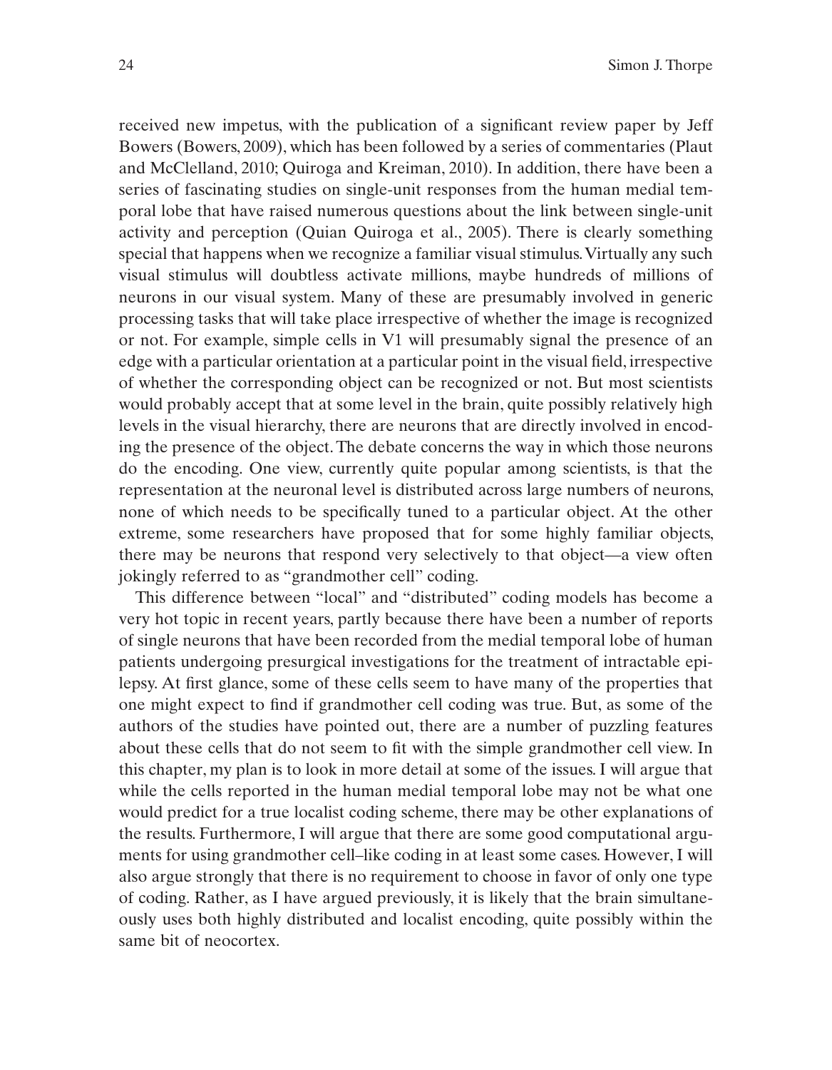received new impetus, with the publication of a significant review paper by Jeff Bowers (Bowers, 2009), which has been followed by a series of commentaries (Plaut and McClelland, 2010; Quiroga and Kreiman, 2010). In addition, there have been a series of fascinating studies on single-unit responses from the human medial temporal lobe that have raised numerous questions about the link between single-unit activity and perception (Quian Quiroga et al., 2005). There is clearly something special that happens when we recognize a familiar visual stimulus. Virtually any such visual stimulus will doubtless activate millions, maybe hundreds of millions of neurons in our visual system. Many of these are presumably involved in generic processing tasks that will take place irrespective of whether the image is recognized or not. For example, simple cells in V1 will presumably signal the presence of an edge with a particular orientation at a particular point in the visual field, irrespective of whether the corresponding object can be recognized or not. But most scientists would probably accept that at some level in the brain, quite possibly relatively high levels in the visual hierarchy, there are neurons that are directly involved in encoding the presence of the object. The debate concerns the way in which those neurons do the encoding. One view, currently quite popular among scientists, is that the representation at the neuronal level is distributed across large numbers of neurons, none of which needs to be specifically tuned to a particular object. At the other extreme, some researchers have proposed that for some highly familiar objects, there may be neurons that respond very selectively to that object—a view often jokingly referred to as "grandmother cell" coding.

This difference between "local" and "distributed" coding models has become a very hot topic in recent years, partly because there have been a number of reports of single neurons that have been recorded from the medial temporal lobe of human patients undergoing presurgical investigations for the treatment of intractable epilepsy. At first glance, some of these cells seem to have many of the properties that one might expect to find if grandmother cell coding was true. But, as some of the authors of the studies have pointed out, there are a number of puzzling features about these cells that do not seem to fit with the simple grandmother cell view. In this chapter, my plan is to look in more detail at some of the issues. I will argue that while the cells reported in the human medial temporal lobe may not be what one would predict for a true localist coding scheme, there may be other explanations of the results. Furthermore, I will argue that there are some good computational arguments for using grandmother cell–like coding in at least some cases. However, I will also argue strongly that there is no requirement to choose in favor of only one type of coding. Rather, as I have argued previously, it is likely that the brain simultaneously uses both highly distributed and localist encoding, quite possibly within the same bit of neocortex.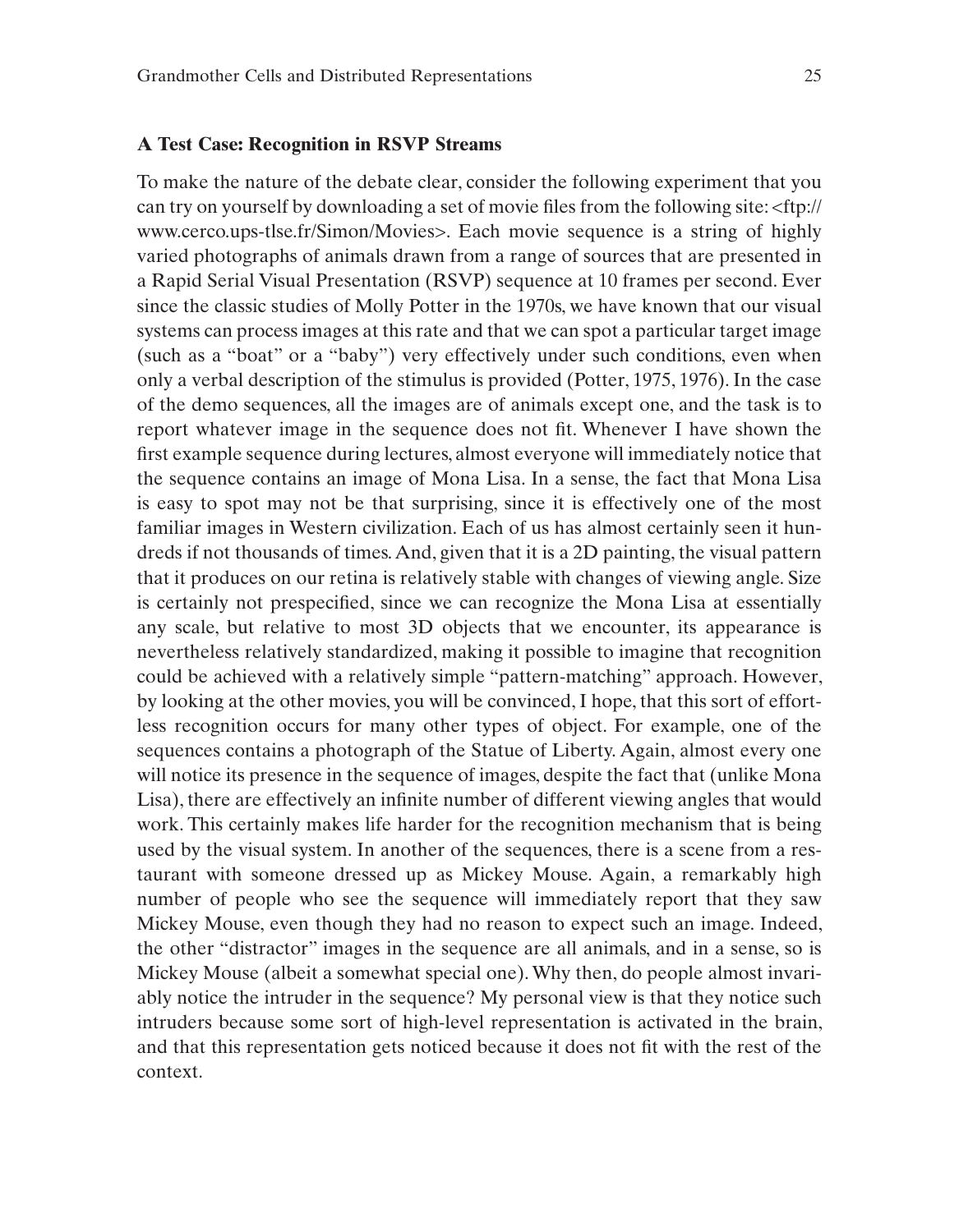### A Test Case: Recognition in RSVP Streams

To make the nature of the debate clear, consider the following experiment that you can try on yourself by downloading a set of movie files from the following site: <ftp://www.cerco.ups-tlse.fr/Simon/Movies>. Each movie sequence is a string of highly varied photographs of animals drawn from a range of sources that are presented in a Rapid Serial Visual Presentation (RSVP) sequence at 10 frames per second. Ever since the classic studies of Molly Potter in the 1970s, we have known that our visual systems can process images at this rate and that we can spot a particular target image (such as a "boat" or a "baby") very effectively under such conditions, even when only a verbal description of the stimulus is provided (Potter, 1975, 1976). In the case of the demo sequences, all the images are of animals except one, and the task is to report whatever image in the sequence does not fit. Whenever I have shown the first example sequence during lectures, almost everyone will immediately notice that the sequence contains an image of Mona Lisa. In a sense, the fact that Mona Lisa is easy to spot may not be that surprising, since it is effectively one of the most familiar images in Western civilization. Each of us has almost certainly seen it hundreds if not thousands of times. And, given that it is a 2D painting, the visual pattern that it produces on our retina is relatively stable with changes of viewing angle. Size is certainly not prespecified, since we can recognize the Mona Lisa at essentially any scale, but relative to most 3D objects that we encounter, its appearance is nevertheless relatively standardized, making it possible to imagine that recognition could be achieved with a relatively simple "pattern-matching" approach. However, by looking at the other movies, you will be convinced, I hope, that this sort of effortless recognition occurs for many other types of object. For example, one of the sequences contains a photograph of the Statue of Liberty. Again, almost every one will notice its presence in the sequence of images, despite the fact that (unlike Mona Lisa), there are effectively an infinite number of different viewing angles that would work. This certainly makes life harder for the recognition mechanism that is being used by the visual system. In another of the sequences, there is a scene from a restaurant with someone dressed up as Mickey Mouse. Again, a remarkably high number of people who see the sequence will immediately report that they saw Mickey Mouse, even though they had no reason to expect such an image. Indeed, the other "distractor" images in the sequence are all animals, and in a sense, so is Mickey Mouse (albeit a somewhat special one). Why then, do people almost invariably notice the intruder in the sequence? My personal view is that they notice such intruders because some sort of high-level representation is activated in the brain, and that this representation gets noticed because it does not fit with the rest of the context.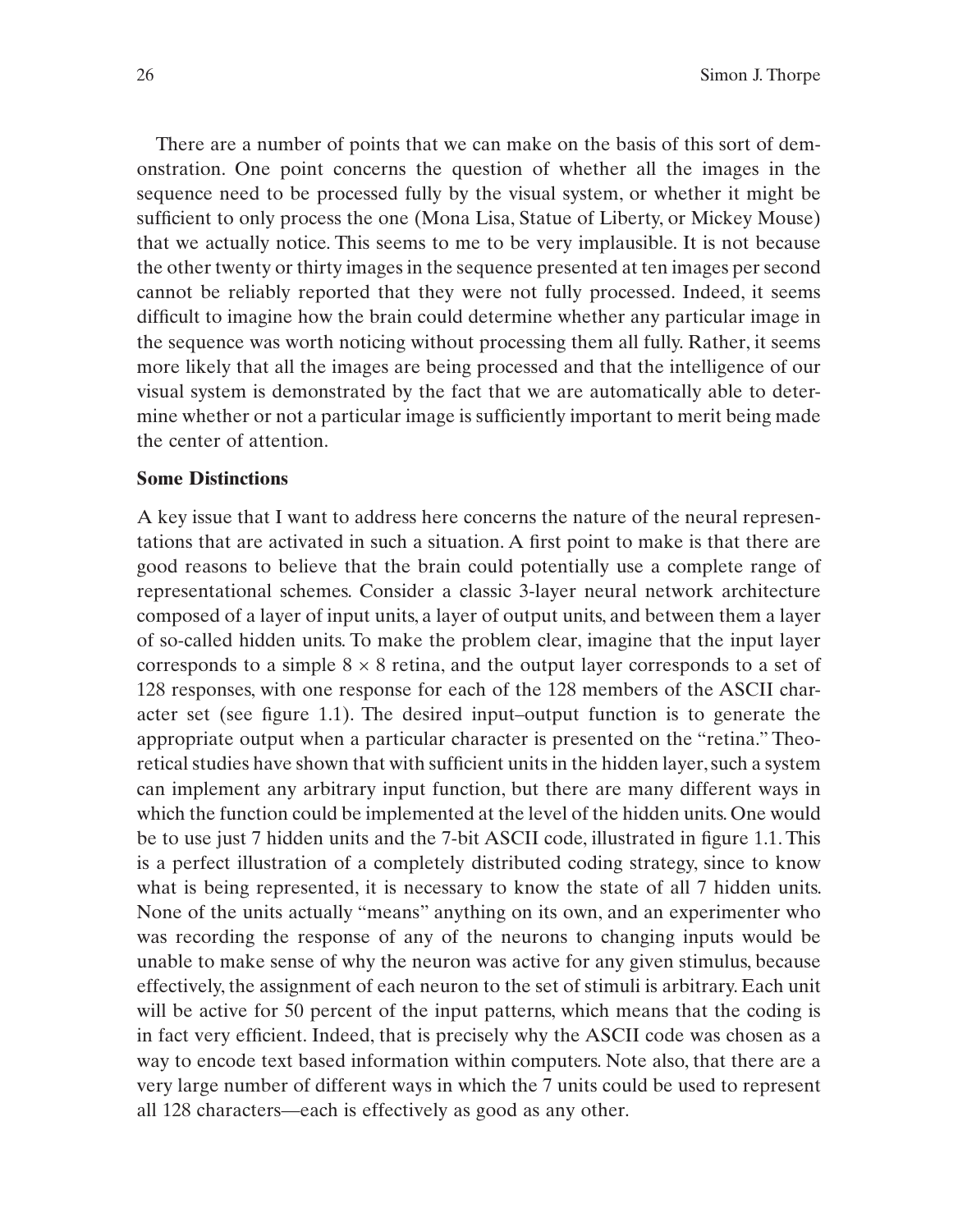There are a number of points that we can make on the basis of this sort of demonstration. One point concerns the question of whether all the images in the sequence need to be processed fully by the visual system, or whether it might be sufficient to only process the one (Mona Lisa, Statue of Liberty, or Mickey Mouse) that we actually notice. This seems to me to be very implausible. It is not because the other twenty or thirty images in the sequence presented at ten images per second cannot be reliably reported that they were not fully processed. Indeed, it seems difficult to imagine how the brain could determine whether any particular image in the sequence was worth noticing without processing them all fully. Rather, it seems more likely that all the images are being processed and that the intelligence of our visual system is demonstrated by the fact that we are automatically able to determine whether or not a particular image is sufficiently important to merit being made the center of attention.

### Some Distinctions

A key issue that I want to address here concerns the nature of the neural representations that are activated in such a situation. A first point to make is that there are good reasons to believe that the brain could potentially use a complete range of representational schemes. Consider a classic 3-layer neural network architecture composed of a layer of input units, a layer of output units, and between them a layer of so-called hidden units. To make the problem clear, imagine that the input layer corresponds to a simple $8 \times 8$ retina, and the output layer corresponds to a set of 128 responses, with one response for each of the 128 members of the ASCII character set (see figure 1.1). The desired input–output function is to generate the appropriate output when a particular character is presented on the "retina." Theoretical studies have shown that with sufficient units in the hidden layer, such a system can implement any arbitrary input function, but there are many different ways in which the function could be implemented at the level of the hidden units. One would be to use just 7 hidden units and the 7-bit ASCII code, illustrated in figure 1.1. This is a perfect illustration of a completely distributed coding strategy, since to know what is being represented, it is necessary to know the state of all 7 hidden units. None of the units actually "means" anything on its own, and an experimenter who was recording the response of any of the neurons to changing inputs would be unable to make sense of why the neuron was active for any given stimulus, because effectively, the assignment of each neuron to the set of stimuli is arbitrary. Each unit will be active for 50 percent of the input patterns, which means that the coding is in fact very efficient. Indeed, that is precisely why the ASCII code was chosen as a way to encode text based information within computers. Note also, that there are a very large number of different ways in which the 7 units could be used to represent all 128 characters—each is effectively as good as any other.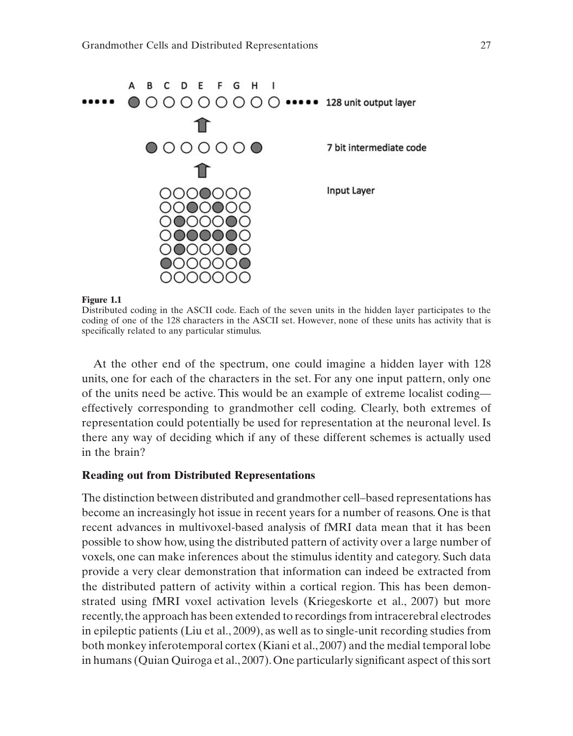**Figure 1.1**
Distributed coding in the ASCII code. Each of the seven units in the hidden layer participates to the coding of one of the 128 characters in the ASCII set. However, none of these units has activity that is specifically related to any particular stimulus.

At the other end of the spectrum, one could imagine a hidden layer with 128 units, one for each of the characters in the set. For any one input pattern, only one of the units need be active. This would be an example of extreme localist coding—effectively corresponding to grandmother cell coding. Clearly, both extremes of representation could potentially be used for representation at the neuronal level. Is there any way of deciding which if any of these different schemes is actually used in the brain?

## Reading out from Distributed Representations

The distinction between distributed and grandmother cell–based representations has become an increasingly hot issue in recent years for a number of reasons. One is that recent advances in multivoxel-based analysis of fMRI data mean that it has been possible to show how, using the distributed pattern of activity over a large number of voxels, one can make inferences about the stimulus identity and category. Such data provide a very clear demonstration that information can indeed be extracted from the distributed pattern of activity within a cortical region. This has been demonstrated using fMRI voxel activation levels (Kriegeskorte et al., 2007) but more recently, the approach has been extended to recordings from intracerebral electrodes in epileptic patients (Liu et al., 2009), as well as to single-unit recording studies from both monkey inferotemporal cortex (Kiani et al., 2007) and the medial temporal lobe in humans (Quian Quiroga et al., 2007). One particularly significant aspect of this sort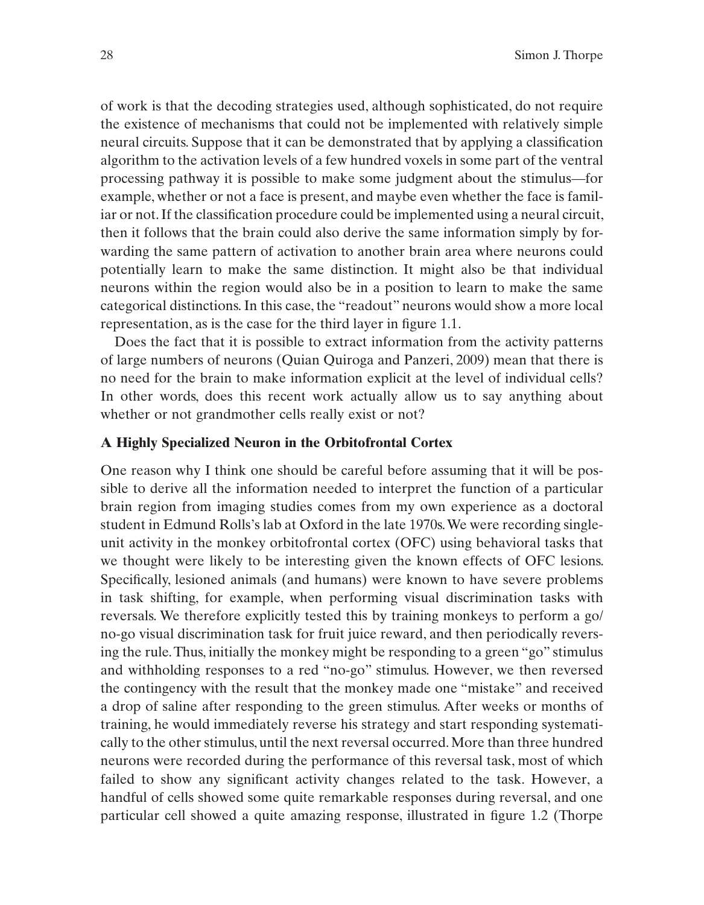of work is that the decoding strategies used, although sophisticated, do not require the existence of mechanisms that could not be implemented with relatively simple neural circuits. Suppose that it can be demonstrated that by applying a classification algorithm to the activation levels of a few hundred voxels in some part of the ventral processing pathway it is possible to make some judgment about the stimulus—for example, whether or not a face is present, and maybe even whether the face is familiar or not. If the classification procedure could be implemented using a neural circuit, then it follows that the brain could also derive the same information simply by forwarding the same pattern of activation to another brain area where neurons could potentially learn to make the same distinction. It might also be that individual neurons within the region would also be in a position to learn to make the same categorical distinctions. In this case, the "readout" neurons would show a more local representation, as is the case for the third layer in figure 1.1.

Does the fact that it is possible to extract information from the activity patterns of large numbers of neurons (Quian Quiroga and Panzeri, 2009) mean that there is no need for the brain to make information explicit at the level of individual cells? In other words, does this recent work actually allow us to say anything about whether or not grandmother cells really exist or not?

### A Highly Specialized Neuron in the Orbitofrontal Cortex

One reason why I think one should be careful before assuming that it will be possible to derive all the information needed to interpret the function of a particular brain region from imaging studies comes from my own experience as a doctoral student in Edmund Rolls's lab at Oxford in the late 1970s. We were recording single-unit activity in the monkey orbitofrontal cortex (OFC) using behavioral tasks that we thought were likely to be interesting given the known effects of OFC lesions. Specifically, lesioned animals (and humans) were known to have severe problems in task shifting, for example, when performing visual discrimination tasks with reversals. We therefore explicitly tested this by training monkeys to perform a go/no-go visual discrimination task for fruit juice reward, and then periodically reversing the rule. Thus, initially the monkey might be responding to a green "go" stimulus and withholding responses to a red "no-go" stimulus. However, we then reversed the contingency with the result that the monkey made one "mistake" and received a drop of saline after responding to the green stimulus. After weeks or months of training, he would immediately reverse his strategy and start responding systematically to the other stimulus, until the next reversal occurred. More than three hundred neurons were recorded during the performance of this reversal task, most of which failed to show any significant activity changes related to the task. However, a handful of cells showed some quite remarkable responses during reversal, and one particular cell showed a quite amazing response, illustrated in figure 1.2 (Thorpe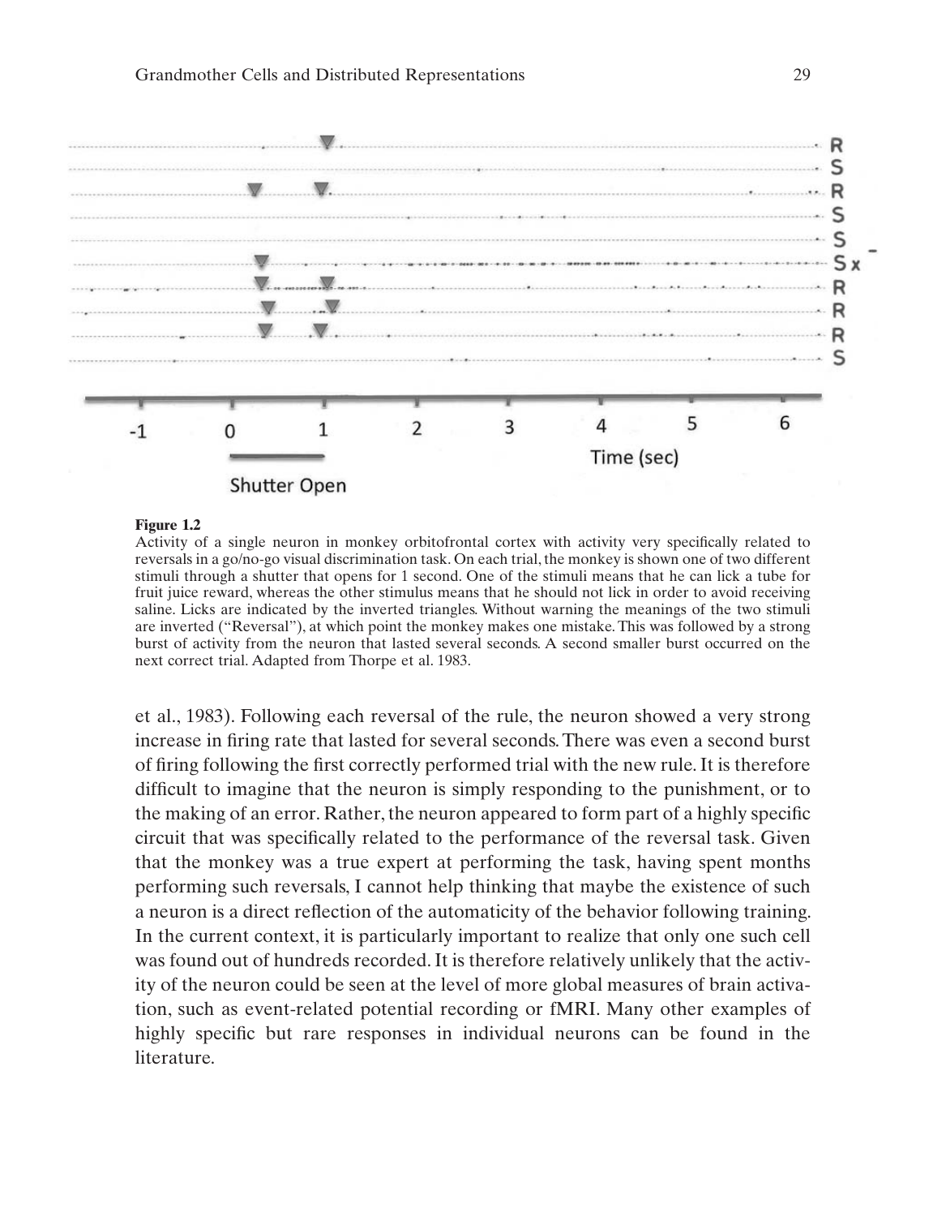**Figure 1.2**
Activity of a single neuron in monkey orbitofrontal cortex with activity very specifically related to reversals in a go/no-go visual discrimination task. On each trial, the monkey is shown one of two different stimuli through a shutter that opens for 1 second. One of the stimuli means that he can lick a tube for fruit juice reward, whereas the other stimulus means that he should not lick in order to avoid receiving saline. Licks are indicated by the inverted triangles. Without warning the meanings of the two stimuli are inverted ("Reversal"), at which point the monkey makes one mistake. This was followed by a strong burst of activity from the neuron that lasted several seconds. A second smaller burst occurred on the next correct trial. Adapted from Thorpe et al. 1983.

et al., 1983). Following each reversal of the rule, the neuron showed a very strong increase in firing rate that lasted for several seconds. There was even a second burst of firing following the first correctly performed trial with the new rule. It is therefore difficult to imagine that the neuron is simply responding to the punishment, or to the making of an error. Rather, the neuron appeared to form part of a highly specific circuit that was specifically related to the performance of the reversal task. Given that the monkey was a true expert at performing the task, having spent months performing such reversals, I cannot help thinking that maybe the existence of such a neuron is a direct reflection of the automaticity of the behavior following training. In the current context, it is particularly important to realize that only one such cell was found out of hundreds recorded. It is therefore relatively unlikely that the activity of the neuron could be seen at the level of more global measures of brain activation, such as event-related potential recording or fMRI. Many other examples of highly specific but rare responses in individual neurons can be found in the literature.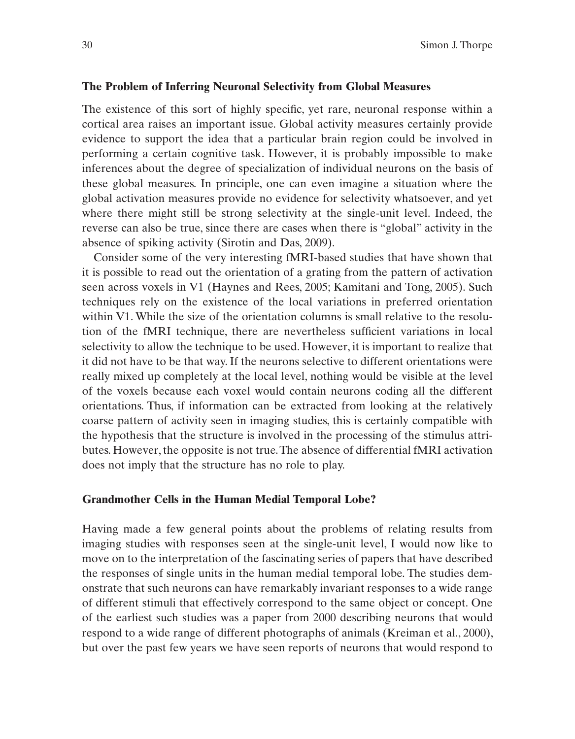### The Problem of Inferring Neuronal Selectivity from Global Measures

The existence of this sort of highly specific, yet rare, neuronal response within a cortical area raises an important issue. Global activity measures certainly provide evidence to support the idea that a particular brain region could be involved in performing a certain cognitive task. However, it is probably impossible to make inferences about the degree of specialization of individual neurons on the basis of these global measures. In principle, one can even imagine a situation where the global activation measures provide no evidence for selectivity whatsoever, and yet where there might still be strong selectivity at the single-unit level. Indeed, the reverse can also be true, since there are cases when there is "global" activity in the absence of spiking activity (Sirotin and Das, 2009).

Consider some of the very interesting fMRI-based studies that have shown that it is possible to read out the orientation of a grating from the pattern of activation seen across voxels in V1 (Haynes and Rees, 2005; Kamitani and Tong, 2005). Such techniques rely on the existence of the local variations in preferred orientation within V1. While the size of the orientation columns is small relative to the resolution of the fMRI technique, there are nevertheless sufficient variations in local selectivity to allow the technique to be used. However, it is important to realize that it did not have to be that way. If the neurons selective to different orientations were really mixed up completely at the local level, nothing would be visible at the level of the voxels because each voxel would contain neurons coding all the different orientations. Thus, if information can be extracted from looking at the relatively coarse pattern of activity seen in imaging studies, this is certainly compatible with the hypothesis that the structure is involved in the processing of the stimulus attributes. However, the opposite is not true. The absence of differential fMRI activation does not imply that the structure has no role to play.

### Grandmother Cells in the Human Medial Temporal Lobe?

Having made a few general points about the problems of relating results from imaging studies with responses seen at the single-unit level, I would now like to move on to the interpretation of the fascinating series of papers that have described the responses of single units in the human medial temporal lobe. The studies demonstrate that such neurons can have remarkably invariant responses to a wide range of different stimuli that effectively correspond to the same object or concept. One of the earliest such studies was a paper from 2000 describing neurons that would respond to a wide range of different photographs of animals (Kreiman et al., 2000), but over the past few years we have seen reports of neurons that would respond to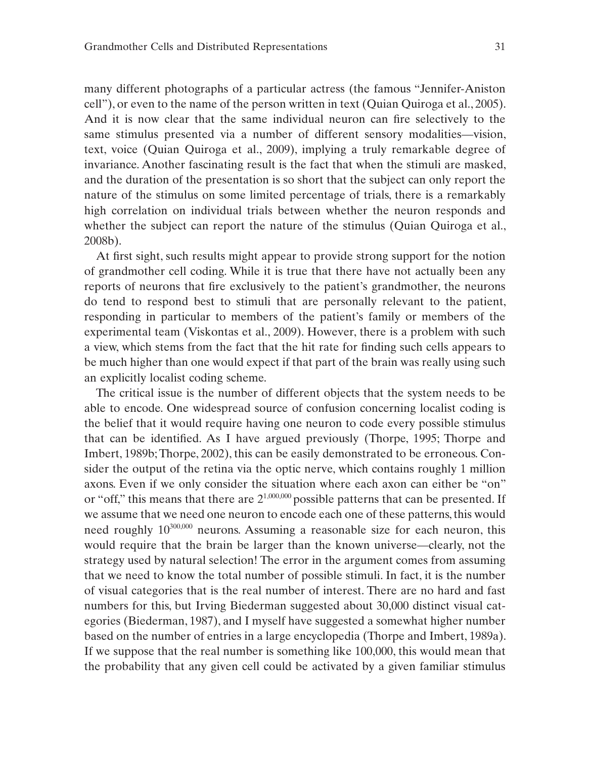many different photographs of a particular actress (the famous "Jennifer-Aniston cell"), or even to the name of the person written in text (Quian Quiroga et al., 2005). And it is now clear that the same individual neuron can fire selectively to the same stimulus presented via a number of different sensory modalities—vision, text, voice (Quian Quiroga et al., 2009), implying a truly remarkable degree of invariance. Another fascinating result is the fact that when the stimuli are masked, and the duration of the presentation is so short that the subject can only report the nature of the stimulus on some limited percentage of trials, there is a remarkably high correlation on individual trials between whether the neuron responds and whether the subject can report the nature of the stimulus (Quian Quiroga et al., 2008b).

At first sight, such results might appear to provide strong support for the notion of grandmother cell coding. While it is true that there have not actually been any reports of neurons that fire exclusively to the patient's grandmother, the neurons do tend to respond best to stimuli that are personally relevant to the patient, responding in particular to members of the patient's family or members of the experimental team (Viskontas et al., 2009). However, there is a problem with such a view, which stems from the fact that the hit rate for finding such cells appears to be much higher than one would expect if that part of the brain was really using such an explicitly localist coding scheme.

The critical issue is the number of different objects that the system needs to be able to encode. One widespread source of confusion concerning localist coding is the belief that it would require having one neuron to code every possible stimulus that can be identified. As I have argued previously (Thorpe, 1995; Thorpe and Imbert, 1989b; Thorpe, 2002), this can be easily demonstrated to be erroneous. Consider the output of the retina via the optic nerve, which contains roughly 1 million axons. Even if we only consider the situation where each axon can either be "on" or "off," this means that there are $2^{1,000,000}$ possible patterns that can be presented. If we assume that we need one neuron to encode each one of these patterns, this would need roughly $10^{300,000}$ neurons. Assuming a reasonable size for each neuron, this would require that the brain be larger than the known universe—clearly, not the strategy used by natural selection! The error in the argument comes from assuming that we need to know the total number of possible stimuli. In fact, it is the number of visual categories that is the real number of interest. There are no hard and fast numbers for this, but Irving Biederman suggested about 30,000 distinct visual categories (Biederman, 1987), and I myself have suggested a somewhat higher number based on the number of entries in a large encyclopedia (Thorpe and Imbert, 1989a). If we suppose that the real number is something like 100,000, this would mean that the probability that any given cell could be activated by a given familiar stimulus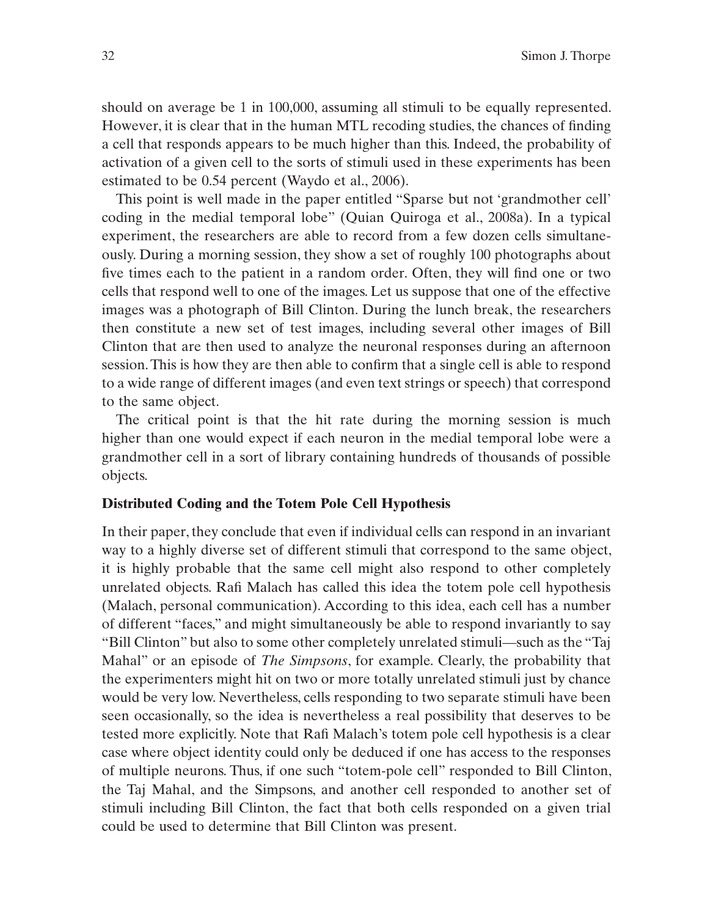should on average be 1 in 100,000, assuming all stimuli to be equally represented. However, it is clear that in the human MTL recoding studies, the chances of finding a cell that responds appears to be much higher than this. Indeed, the probability of activation of a given cell to the sorts of stimuli used in these experiments has been estimated to be 0.54 percent (Waydo et al., 2006).

This point is well made in the paper entitled "Sparse but not 'grandmother cell' coding in the medial temporal lobe" (Quian Quiroga et al., 2008a). In a typical experiment, the researchers are able to record from a few dozen cells simultaneously. During a morning session, they show a set of roughly 100 photographs about five times each to the patient in a random order. Often, they will find one or two cells that respond well to one of the images. Let us suppose that one of the effective images was a photograph of Bill Clinton. During the lunch break, the researchers then constitute a new set of test images, including several other images of Bill Clinton that are then used to analyze the neuronal responses during an afternoon session. This is how they are then able to confirm that a single cell is able to respond to a wide range of different images (and even text strings or speech) that correspond to the same object.

The critical point is that the hit rate during the morning session is much higher than one would expect if each neuron in the medial temporal lobe were a grandmother cell in a sort of library containing hundreds of thousands of possible objects.

### Distributed Coding and the Totem Pole Cell Hypothesis

In their paper, they conclude that even if individual cells can respond in an invariant way to a highly diverse set of different stimuli that correspond to the same object, it is highly probable that the same cell might also respond to other completely unrelated objects. Rafi Malach has called this idea the totem pole cell hypothesis (Malach, personal communication). According to this idea, each cell has a number of different "faces," and might simultaneously be able to respond invariantly to say "Bill Clinton" but also to some other completely unrelated stimuli—such as the "Taj Mahal" or an episode of *The Simpsons*, for example. Clearly, the probability that the experimenters might hit on two or more totally unrelated stimuli just by chance would be very low. Nevertheless, cells responding to two separate stimuli have been seen occasionally, so the idea is nevertheless a real possibility that deserves to be tested more explicitly. Note that Rafi Malach's totem pole cell hypothesis is a clear case where object identity could only be deduced if one has access to the responses of multiple neurons. Thus, if one such "totem-pole cell" responded to Bill Clinton, the Taj Mahal, and the Simpsons, and another cell responded to another set of stimuli including Bill Clinton, the fact that both cells responded on a given trial could be used to determine that Bill Clinton was present.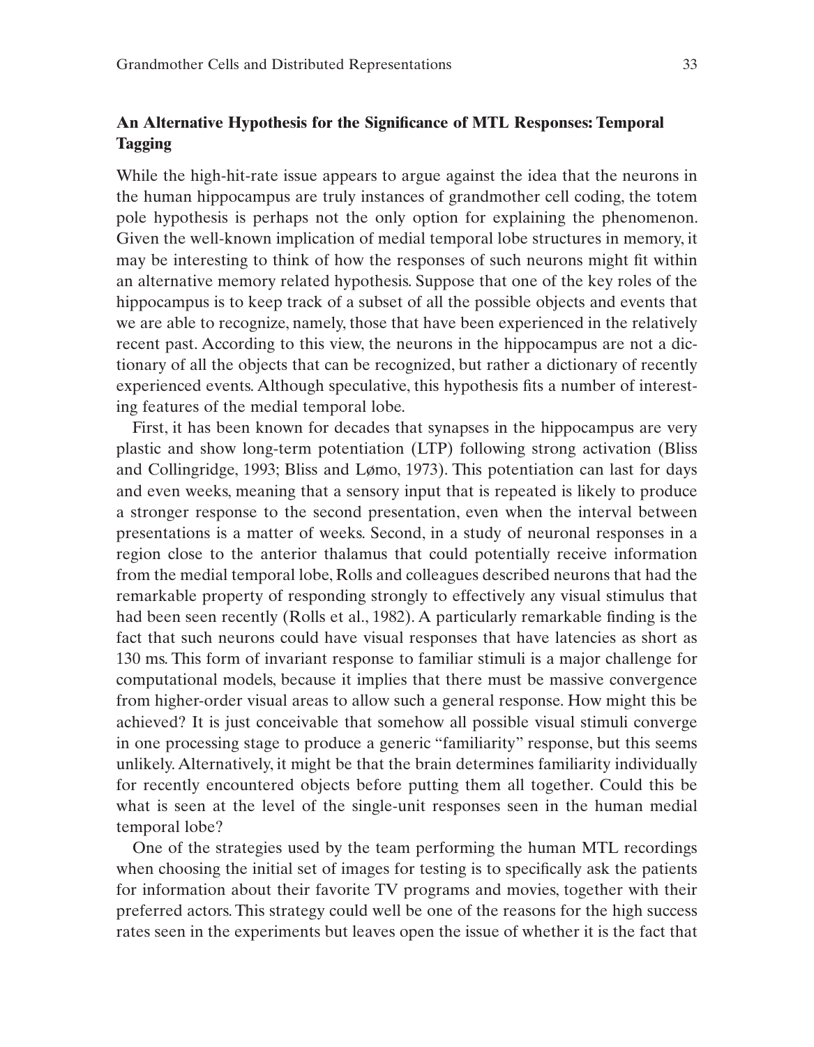## An Alternative Hypothesis for the Significance of MTL Responses: Temporal Tagging

While the high-hit-rate issue appears to argue against the idea that the neurons in the human hippocampus are truly instances of grandmother cell coding, the totem pole hypothesis is perhaps not the only option for explaining the phenomenon. Given the well-known implication of medial temporal lobe structures in memory, it may be interesting to think of how the responses of such neurons might fit within an alternative memory related hypothesis. Suppose that one of the key roles of the hippocampus is to keep track of a subset of all the possible objects and events that we are able to recognize, namely, those that have been experienced in the relatively recent past. According to this view, the neurons in the hippocampus are not a dictionary of all the objects that can be recognized, but rather a dictionary of recently experienced events. Although speculative, this hypothesis fits a number of interesting features of the medial temporal lobe.

First, it has been known for decades that synapses in the hippocampus are very plastic and show long-term potentiation (LTP) following strong activation (Bliss and Collingridge, 1993; Bliss and Lømo, 1973). This potentiation can last for days and even weeks, meaning that a sensory input that is repeated is likely to produce a stronger response to the second presentation, even when the interval between presentations is a matter of weeks. Second, in a study of neuronal responses in a region close to the anterior thalamus that could potentially receive information from the medial temporal lobe, Rolls and colleagues described neurons that had the remarkable property of responding strongly to effectively any visual stimulus that had been seen recently (Rolls et al., 1982). A particularly remarkable finding is the fact that such neurons could have visual responses that have latencies as short as 130 ms. This form of invariant response to familiar stimuli is a major challenge for computational models, because it implies that there must be massive convergence from higher-order visual areas to allow such a general response. How might this be achieved? It is just conceivable that somehow all possible visual stimuli converge in one processing stage to produce a generic "familiarity" response, but this seems unlikely. Alternatively, it might be that the brain determines familiarity individually for recently encountered objects before putting them all together. Could this be what is seen at the level of the single-unit responses seen in the human medial temporal lobe?

One of the strategies used by the team performing the human MTL recordings when choosing the initial set of images for testing is to specifically ask the patients for information about their favorite TV programs and movies, together with their preferred actors. This strategy could well be one of the reasons for the high success rates seen in the experiments but leaves open the issue of whether it is the fact that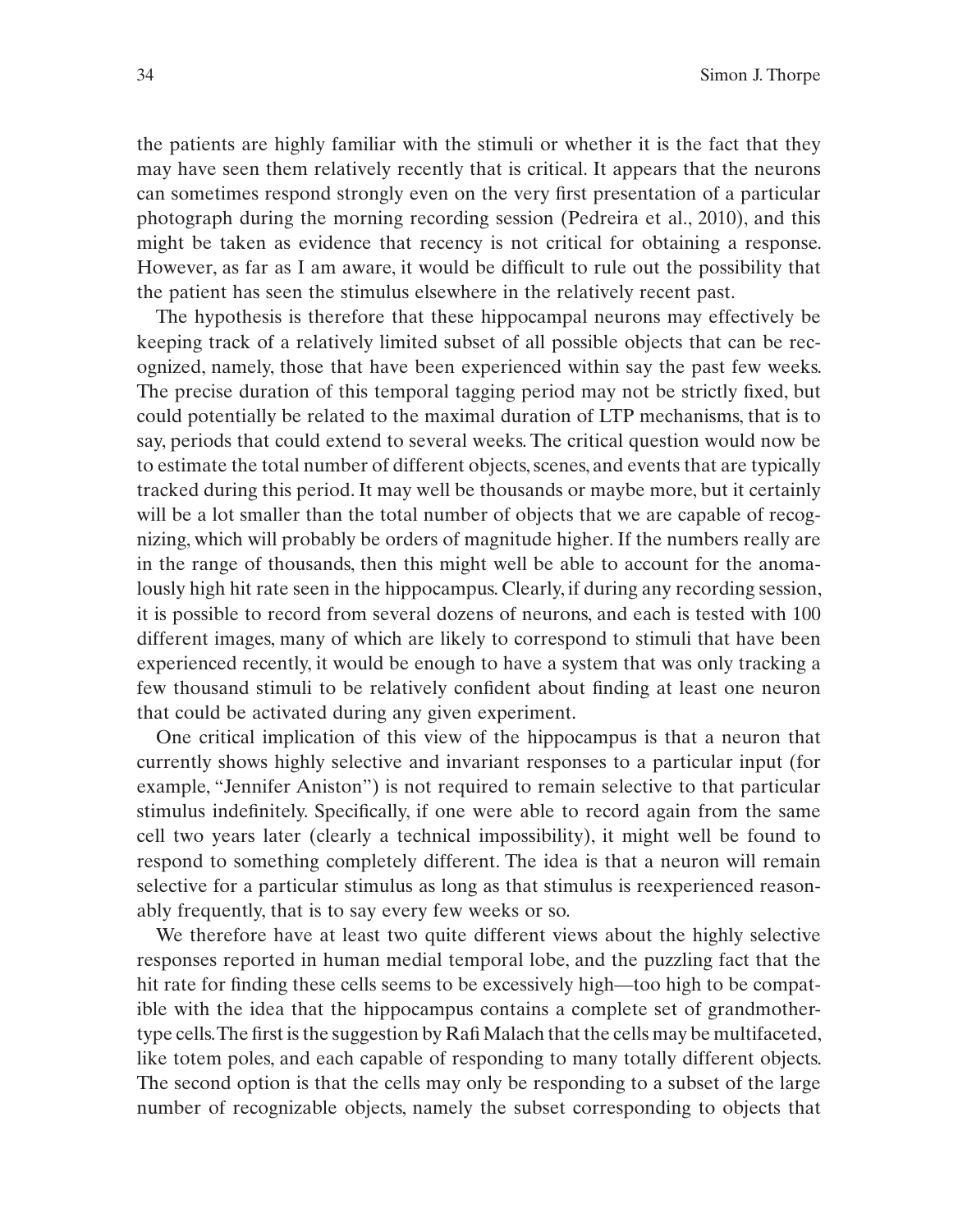the patients are highly familiar with the stimuli or whether it is the fact that they may have seen them relatively recently that is critical. It appears that the neurons can sometimes respond strongly even on the very first presentation of a particular photograph during the morning recording session (Pedreira et al., 2010), and this might be taken as evidence that recency is not critical for obtaining a response. However, as far as I am aware, it would be difficult to rule out the possibility that the patient has seen the stimulus elsewhere in the relatively recent past.

The hypothesis is therefore that these hippocampal neurons may effectively be keeping track of a relatively limited subset of all possible objects that can be recognized, namely, those that have been experienced within say the past few weeks. The precise duration of this temporal tagging period may not be strictly fixed, but could potentially be related to the maximal duration of LTP mechanisms, that is to say, periods that could extend to several weeks. The critical question would now be to estimate the total number of different objects, scenes, and events that are typically tracked during this period. It may well be thousands or maybe more, but it certainly will be a lot smaller than the total number of objects that we are capable of recognizing, which will probably be orders of magnitude higher. If the numbers really are in the range of thousands, then this might well be able to account for the anomalously high hit rate seen in the hippocampus. Clearly, if during any recording session, it is possible to record from several dozens of neurons, and each is tested with 100 different images, many of which are likely to correspond to stimuli that have been experienced recently, it would be enough to have a system that was only tracking a few thousand stimuli to be relatively confident about finding at least one neuron that could be activated during any given experiment.

One critical implication of this view of the hippocampus is that a neuron that currently shows highly selective and invariant responses to a particular input (for example, "Jennifer Aniston") is not required to remain selective to that particular stimulus indefinitely. Specifically, if one were able to record again from the same cell two years later (clearly a technical impossibility), it might well be found to respond to something completely different. The idea is that a neuron will remain selective for a particular stimulus as long as that stimulus is reexperienced reasonably frequently, that is to say every few weeks or so.

We therefore have at least two quite different views about the highly selective responses reported in human medial temporal lobe, and the puzzling fact that the hit rate for finding these cells seems to be excessively high—too high to be compatible with the idea that the hippocampus contains a complete set of grandmother-type cells. The first is the suggestion by Rafi Malach that the cells may be multifaceted, like totem poles, and each capable of responding to many totally different objects. The second option is that the cells may only be responding to a subset of the large number of recognizable objects, namely the subset corresponding to objects that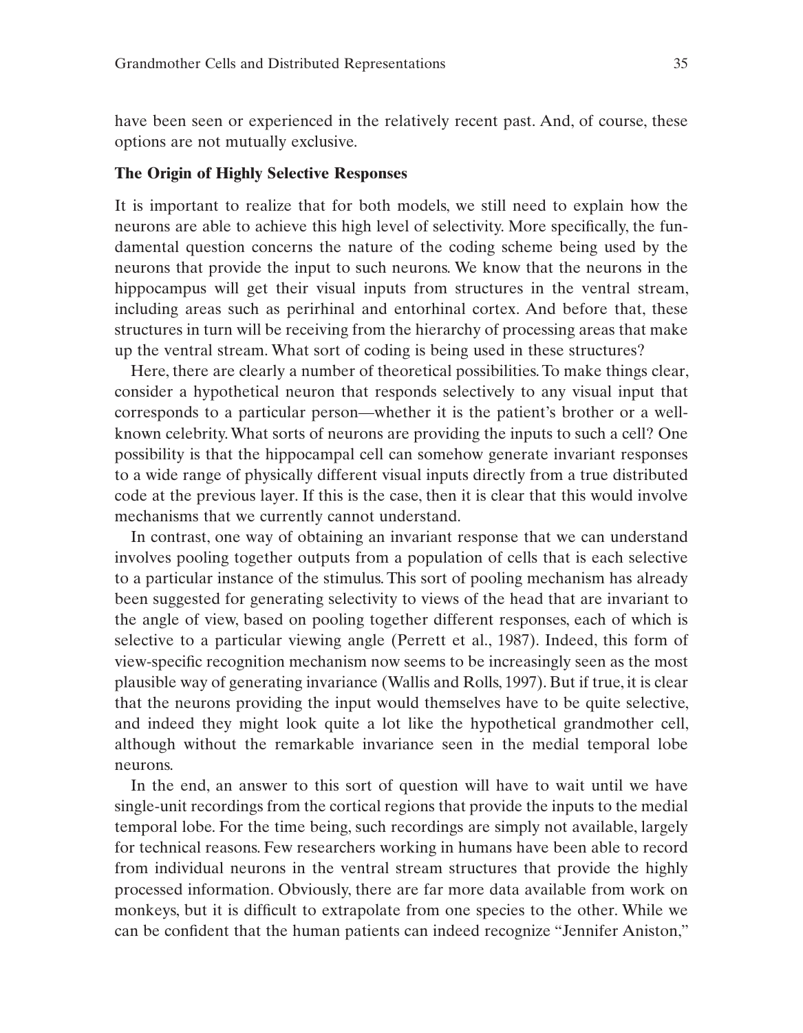have been seen or experienced in the relatively recent past. And, of course, these options are not mutually exclusive.

### The Origin of Highly Selective Responses

It is important to realize that for both models, we still need to explain how the neurons are able to achieve this high level of selectivity. More specifically, the fundamental question concerns the nature of the coding scheme being used by the neurons that provide the input to such neurons. We know that the neurons in the hippocampus will get their visual inputs from structures in the ventral stream, including areas such as perirhinal and entorhinal cortex. And before that, these structures in turn will be receiving from the hierarchy of processing areas that make up the ventral stream. What sort of coding is being used in these structures?

Here, there are clearly a number of theoretical possibilities. To make things clear, consider a hypothetical neuron that responds selectively to any visual input that corresponds to a particular person—whether it is the patient's brother or a well-known celebrity. What sorts of neurons are providing the inputs to such a cell? One possibility is that the hippocampal cell can somehow generate invariant responses to a wide range of physically different visual inputs directly from a true distributed code at the previous layer. If this is the case, then it is clear that this would involve mechanisms that we currently cannot understand.

In contrast, one way of obtaining an invariant response that we can understand involves pooling together outputs from a population of cells that is each selective to a particular instance of the stimulus. This sort of pooling mechanism has already been suggested for generating selectivity to views of the head that are invariant to the angle of view, based on pooling together different responses, each of which is selective to a particular viewing angle (Perrett et al., 1987). Indeed, this form of view-specific recognition mechanism now seems to be increasingly seen as the most plausible way of generating invariance (Wallis and Rolls, 1997). But if true, it is clear that the neurons providing the input would themselves have to be quite selective, and indeed they might look quite a lot like the hypothetical grandmother cell, although without the remarkable invariance seen in the medial temporal lobe neurons.

In the end, an answer to this sort of question will have to wait until we have single-unit recordings from the cortical regions that provide the inputs to the medial temporal lobe. For the time being, such recordings are simply not available, largely for technical reasons. Few researchers working in humans have been able to record from individual neurons in the ventral stream structures that provide the highly processed information. Obviously, there are far more data available from work on monkeys, but it is difficult to extrapolate from one species to the other. While we can be confident that the human patients can indeed recognize "Jennifer Aniston,"